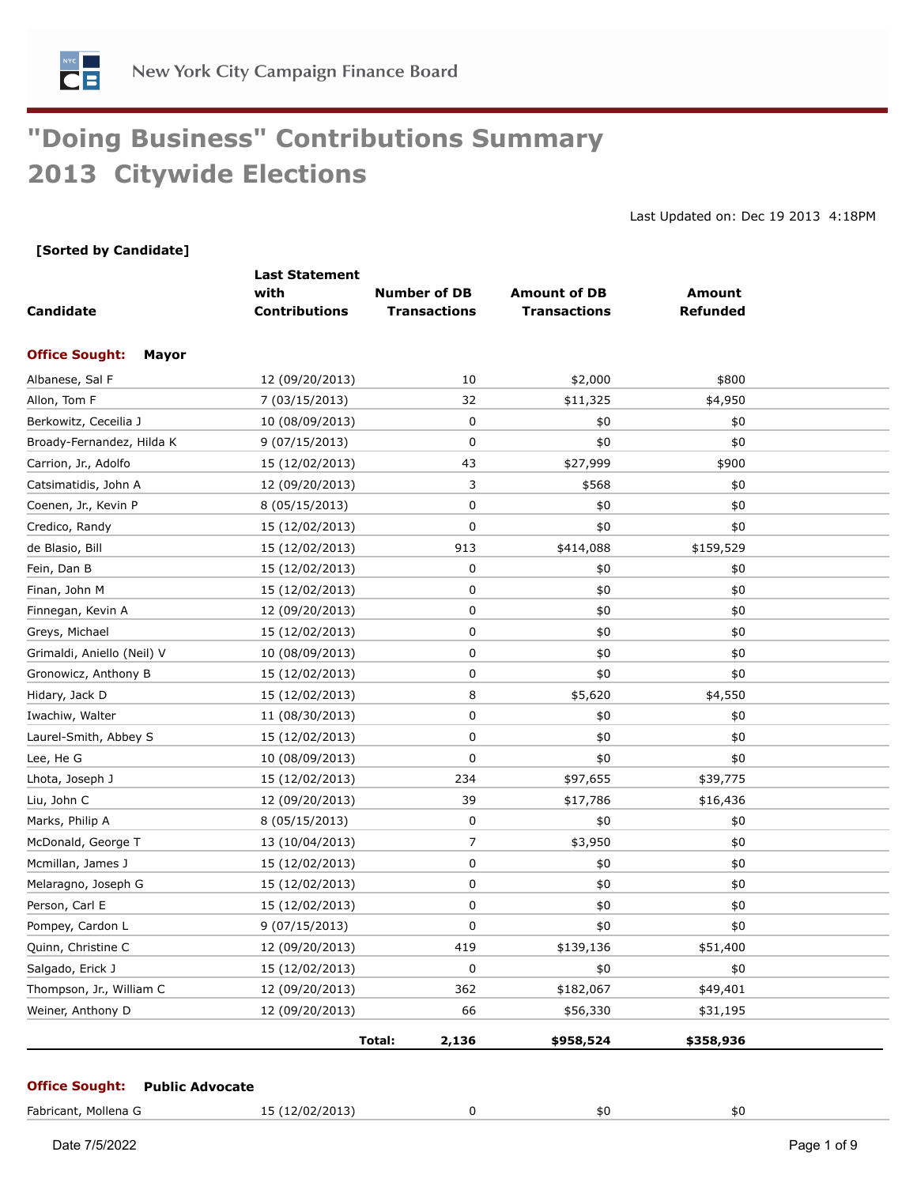New York City Campaign Finance Board

# "Doing Business" Contributions Summary 2013 Citywide Elections

Last Updated on: Dec 19 2013 4:18PM

**[Sorted by Candidate]**

| Candidate | Last Statement with Contributions | Number of DB Transactions | Amount of DB Transactions | Amount Refunded |
|---|---|---|---|---|
| **Office Sought: Mayor** | | | | |
| Albanese, Sal F | 12 (09/20/2013) | 10 | $2,000 | $800 |
| Allon, Tom F | 7 (03/15/2013) | 32 | $11,325 | $4,950 |
| Berkowitz, Ceceilia J | 10 (08/09/2013) | 0 | $0 | $0 |
| Broady-Fernandez, Hilda K | 9 (07/15/2013) | 0 | $0 | $0 |
| Carrion, Jr., Adolfo | 15 (12/02/2013) | 43 | $27,999 | $900 |
| Catsimatidis, John A | 12 (09/20/2013) | 3 | $568 | $0 |
| Coenen, Jr., Kevin P | 8 (05/15/2013) | 0 | $0 | $0 |
| Credico, Randy | 15 (12/02/2013) | 0 | $0 | $0 |
| de Blasio, Bill | 15 (12/02/2013) | 913 | $414,088 | $159,529 |
| Fein, Dan B | 15 (12/02/2013) | 0 | $0 | $0 |
| Finan, John M | 15 (12/02/2013) | 0 | $0 | $0 |
| Finnegan, Kevin A | 12 (09/20/2013) | 0 | $0 | $0 |
| Greys, Michael | 15 (12/02/2013) | 0 | $0 | $0 |
| Grimaldi, Aniello (Neil) V | 10 (08/09/2013) | 0 | $0 | $0 |
| Gronowicz, Anthony B | 15 (12/02/2013) | 0 | $0 | $0 |
| Hidary, Jack D | 15 (12/02/2013) | 8 | $5,620 | $4,550 |
| Iwachiw, Walter | 11 (08/30/2013) | 0 | $0 | $0 |
| Laurel-Smith, Abbey S | 15 (12/02/2013) | 0 | $0 | $0 |
| Lee, He G | 10 (08/09/2013) | 0 | $0 | $0 |
| Lhota, Joseph J | 15 (12/02/2013) | 234 | $97,655 | $39,775 |
| Liu, John C | 12 (09/20/2013) | 39 | $17,786 | $16,436 |
| Marks, Philip A | 8 (05/15/2013) | 0 | $0 | $0 |
| McDonald, George T | 13 (10/04/2013) | 7 | $3,950 | $0 |
| Mcmillan, James J | 15 (12/02/2013) | 0 | $0 | $0 |
| Melaragno, Joseph G | 15 (12/02/2013) | 0 | $0 | $0 |
| Person, Carl E | 15 (12/02/2013) | 0 | $0 | $0 |
| Pompey, Cardon L | 9 (07/15/2013) | 0 | $0 | $0 |
| Quinn, Christine C | 12 (09/20/2013) | 419 | $139,136 | $51,400 |
| Salgado, Erick J | 15 (12/02/2013) | 0 | $0 | $0 |
| Thompson, Jr., William C | 12 (09/20/2013) | 362 | $182,067 | $49,401 |
| Weiner, Anthony D | 12 (09/20/2013) | 66 | $56,330 | $31,195 |
| | **Total:** | **2,136** | **$958,524** | **$358,936** |
| **Office Sought: Public Advocate** | | | | |
| Fabricant, Mollena G | 15 (12/02/2013) | 0 | $0 | $0 |

Date 7/5/2022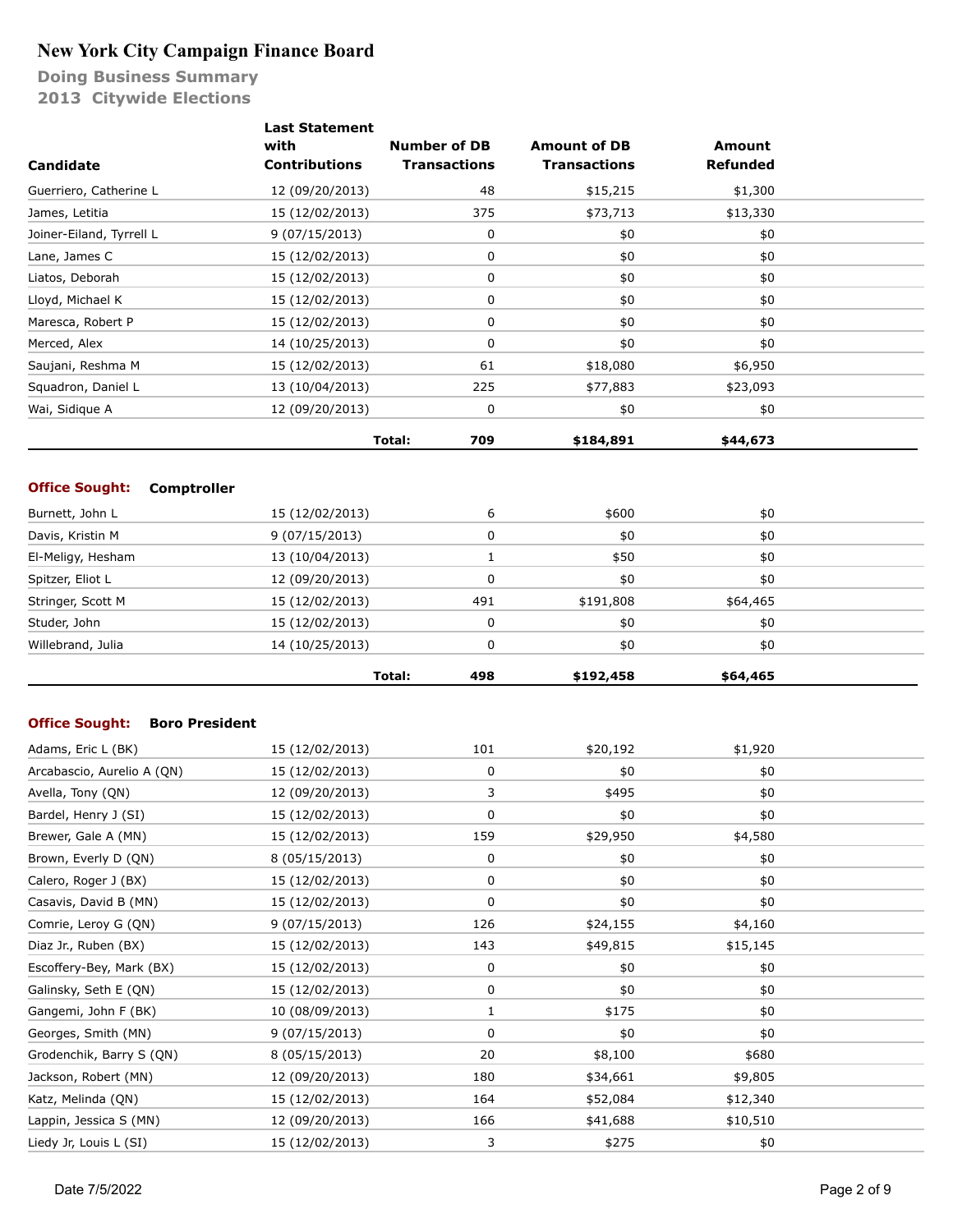# New York City Campaign Finance Board

## Doing Business Summary
## 2013 Citywide Elections

| Candidate | Last Statement with Contributions | Number of DB Transactions | Amount of DB Transactions | Amount Refunded |
|---|---|---|---|---|
| Guerriero, Catherine L | 12 (09/20/2013) | 48 | $15,215 | $1,300 |
| James, Letitia | 15 (12/02/2013) | 375 | $73,713 | $13,330 |
| Joiner-Eiland, Tyrrell L | 9 (07/15/2013) | 0 | $0 | $0 |
| Lane, James C | 15 (12/02/2013) | 0 | $0 | $0 |
| Liatos, Deborah | 15 (12/02/2013) | 0 | $0 | $0 |
| Lloyd, Michael K | 15 (12/02/2013) | 0 | $0 | $0 |
| Maresca, Robert P | 15 (12/02/2013) | 0 | $0 | $0 |
| Merced, Alex | 14 (10/25/2013) | 0 | $0 | $0 |
| Saujani, Reshma M | 15 (12/02/2013) | 61 | $18,080 | $6,950 |
| Squadron, Daniel L | 13 (10/04/2013) | 225 | $77,883 | $23,093 |
| Wai, Sidique A | 12 (09/20/2013) | 0 | $0 | $0 |
| | **Total:** | **709** | **$184,891** | **$44,673** |

**Office Sought: Comptroller**

| Candidate | Last Statement with Contributions | Number of DB Transactions | Amount of DB Transactions | Amount Refunded |
|---|---|---|---|---|
| Burnett, John L | 15 (12/02/2013) | 6 | $600 | $0 |
| Davis, Kristin M | 9 (07/15/2013) | 0 | $0 | $0 |
| El-Meligy, Hesham | 13 (10/04/2013) | 1 | $50 | $0 |
| Spitzer, Eliot L | 12 (09/20/2013) | 0 | $0 | $0 |
| Stringer, Scott M | 15 (12/02/2013) | 491 | $191,808 | $64,465 |
| Studer, John | 15 (12/02/2013) | 0 | $0 | $0 |
| Willebrand, Julia | 14 (10/25/2013) | 0 | $0 | $0 |
| | **Total:** | **498** | **$192,458** | **$64,465** |

**Office Sought: Boro President**

| Candidate | Last Statement with Contributions | Number of DB Transactions | Amount of DB Transactions | Amount Refunded |
|---|---|---|---|---|
| Adams, Eric L (BK) | 15 (12/02/2013) | 101 | $20,192 | $1,920 |
| Arcabascio, Aurelio A (QN) | 15 (12/02/2013) | 0 | $0 | $0 |
| Avella, Tony (QN) | 12 (09/20/2013) | 3 | $495 | $0 |
| Bardel, Henry J (SI) | 15 (12/02/2013) | 0 | $0 | $0 |
| Brewer, Gale A (MN) | 15 (12/02/2013) | 159 | $29,950 | $4,580 |
| Brown, Everly D (QN) | 8 (05/15/2013) | 0 | $0 | $0 |
| Calero, Roger J (BX) | 15 (12/02/2013) | 0 | $0 | $0 |
| Casavis, David B (MN) | 15 (12/02/2013) | 0 | $0 | $0 |
| Comrie, Leroy G (QN) | 9 (07/15/2013) | 126 | $24,155 | $4,160 |
| Diaz Jr., Ruben (BX) | 15 (12/02/2013) | 143 | $49,815 | $15,145 |
| Escoffery-Bey, Mark (BX) | 15 (12/02/2013) | 0 | $0 | $0 |
| Galinsky, Seth E (QN) | 15 (12/02/2013) | 0 | $0 | $0 |
| Gangemi, John F (BK) | 10 (08/09/2013) | 1 | $175 | $0 |
| Georges, Smith (MN) | 9 (07/15/2013) | 0 | $0 | $0 |
| Grodenchik, Barry S (QN) | 8 (05/15/2013) | 20 | $8,100 | $680 |
| Jackson, Robert (MN) | 12 (09/20/2013) | 180 | $34,661 | $9,805 |
| Katz, Melinda (QN) | 15 (12/02/2013) | 164 | $52,084 | $12,340 |
| Lappin, Jessica S (MN) | 12 (09/20/2013) | 166 | $41,688 | $10,510 |
| Liedy Jr, Louis L (SI) | 15 (12/02/2013) | 3 | $275 | $0 |

Date 7/5/2022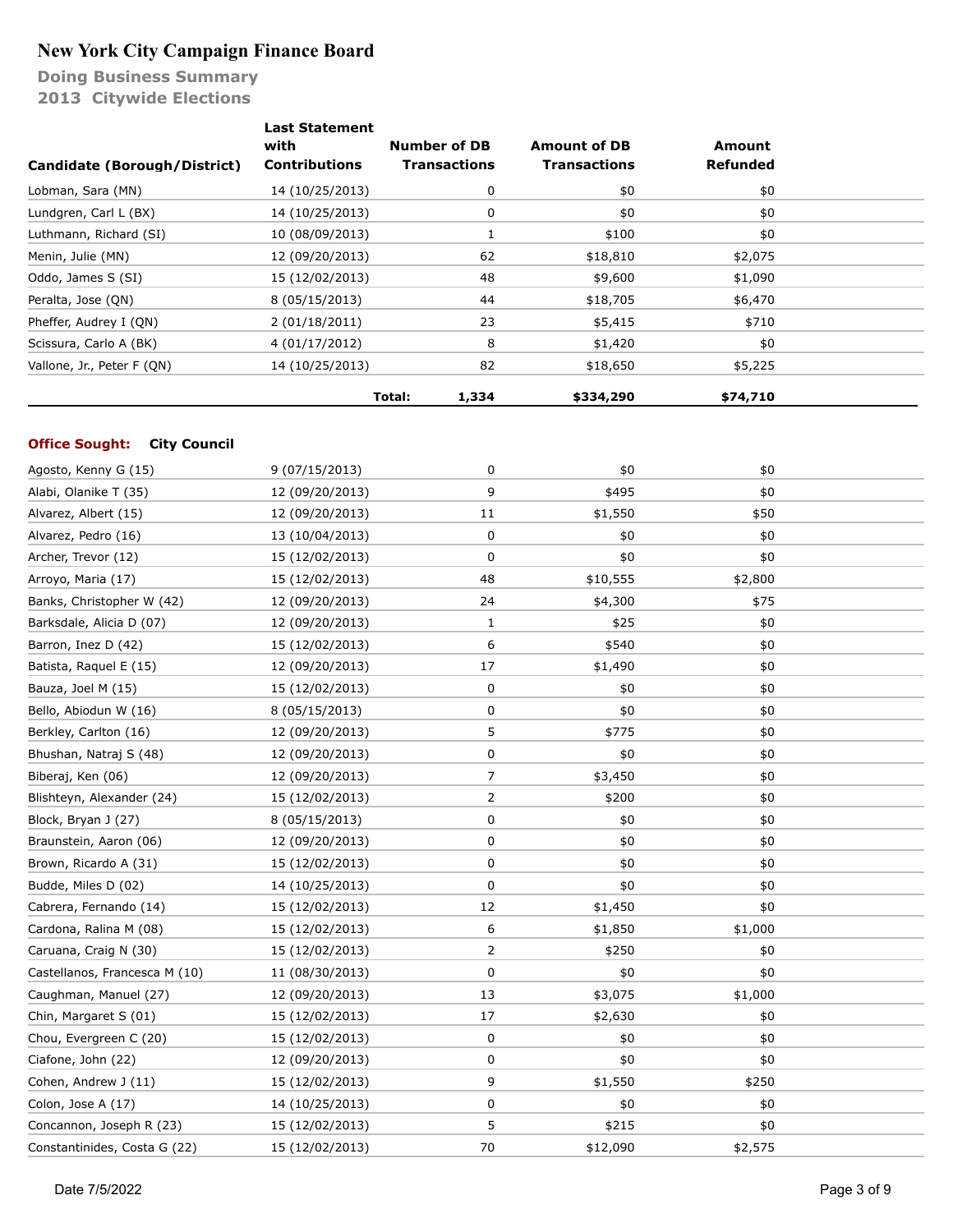# New York City Campaign Finance Board

## Doing Business Summary
## 2013 Citywide Elections

| Candidate (Borough/District) | Last Statement with Contributions | Number of DB Transactions | Amount of DB Transactions | Amount Refunded |
|---|---|---|---|---|
| Lobman, Sara (MN) | 14 (10/25/2013) | 0 | $0 | $0 |
| Lundgren, Carl L (BX) | 14 (10/25/2013) | 0 | $0 | $0 |
| Luthmann, Richard (SI) | 10 (08/09/2013) | 1 | $100 | $0 |
| Menin, Julie (MN) | 12 (09/20/2013) | 62 | $18,810 | $2,075 |
| Oddo, James S (SI) | 15 (12/02/2013) | 48 | $9,600 | $1,090 |
| Peralta, Jose (QN) | 8 (05/15/2013) | 44 | $18,705 | $6,470 |
| Pheffer, Audrey I (QN) | 2 (01/18/2011) | 23 | $5,415 | $710 |
| Scissura, Carlo A (BK) | 4 (01/17/2012) | 8 | $1,420 | $0 |
| Vallone, Jr., Peter F (QN) | 14 (10/25/2013) | 82 | $18,650 | $5,225 |
| | **Total:** | **1,334** | **$334,290** | **$74,710** |

**Office Sought: City Council**

| Candidate (Borough/District) | Last Statement with Contributions | Number of DB Transactions | Amount of DB Transactions | Amount Refunded |
|---|---|---|---|---|
| Agosto, Kenny G (15) | 9 (07/15/2013) | 0 | $0 | $0 |
| Alabi, Olanike T (35) | 12 (09/20/2013) | 9 | $495 | $0 |
| Alvarez, Albert (15) | 12 (09/20/2013) | 11 | $1,550 | $50 |
| Alvarez, Pedro (16) | 13 (10/04/2013) | 0 | $0 | $0 |
| Archer, Trevor (12) | 15 (12/02/2013) | 0 | $0 | $0 |
| Arroyo, Maria (17) | 15 (12/02/2013) | 48 | $10,555 | $2,800 |
| Banks, Christopher W (42) | 12 (09/20/2013) | 24 | $4,300 | $75 |
| Barksdale, Alicia D (07) | 12 (09/20/2013) | 1 | $25 | $0 |
| Barron, Inez D (42) | 15 (12/02/2013) | 6 | $540 | $0 |
| Batista, Raquel E (15) | 12 (09/20/2013) | 17 | $1,490 | $0 |
| Bauza, Joel M (15) | 15 (12/02/2013) | 0 | $0 | $0 |
| Bello, Abiodun W (16) | 8 (05/15/2013) | 0 | $0 | $0 |
| Berkley, Carlton (16) | 12 (09/20/2013) | 5 | $775 | $0 |
| Bhushan, Natraj S (48) | 12 (09/20/2013) | 0 | $0 | $0 |
| Biberaj, Ken (06) | 12 (09/20/2013) | 7 | $3,450 | $0 |
| Blishteyn, Alexander (24) | 15 (12/02/2013) | 2 | $200 | $0 |
| Block, Bryan J (27) | 8 (05/15/2013) | 0 | $0 | $0 |
| Braunstein, Aaron (06) | 12 (09/20/2013) | 0 | $0 | $0 |
| Brown, Ricardo A (31) | 15 (12/02/2013) | 0 | $0 | $0 |
| Budde, Miles D (02) | 14 (10/25/2013) | 0 | $0 | $0 |
| Cabrera, Fernando (14) | 15 (12/02/2013) | 12 | $1,450 | $0 |
| Cardona, Ralina M (08) | 15 (12/02/2013) | 6 | $1,850 | $1,000 |
| Caruana, Craig N (30) | 15 (12/02/2013) | 2 | $250 | $0 |
| Castellanos, Francesca M (10) | 11 (08/30/2013) | 0 | $0 | $0 |
| Caughman, Manuel (27) | 12 (09/20/2013) | 13 | $3,075 | $1,000 |
| Chin, Margaret S (01) | 15 (12/02/2013) | 17 | $2,630 | $0 |
| Chou, Evergreen C (20) | 15 (12/02/2013) | 0 | $0 | $0 |
| Ciafone, John (22) | 12 (09/20/2013) | 0 | $0 | $0 |
| Cohen, Andrew J (11) | 15 (12/02/2013) | 9 | $1,550 | $250 |
| Colon, Jose A (17) | 14 (10/25/2013) | 0 | $0 | $0 |
| Concannon, Joseph R (23) | 15 (12/02/2013) | 5 | $215 | $0 |
| Constantinides, Costa G (22) | 15 (12/02/2013) | 70 | $12,090 | $2,575 |

Date 7/5/2022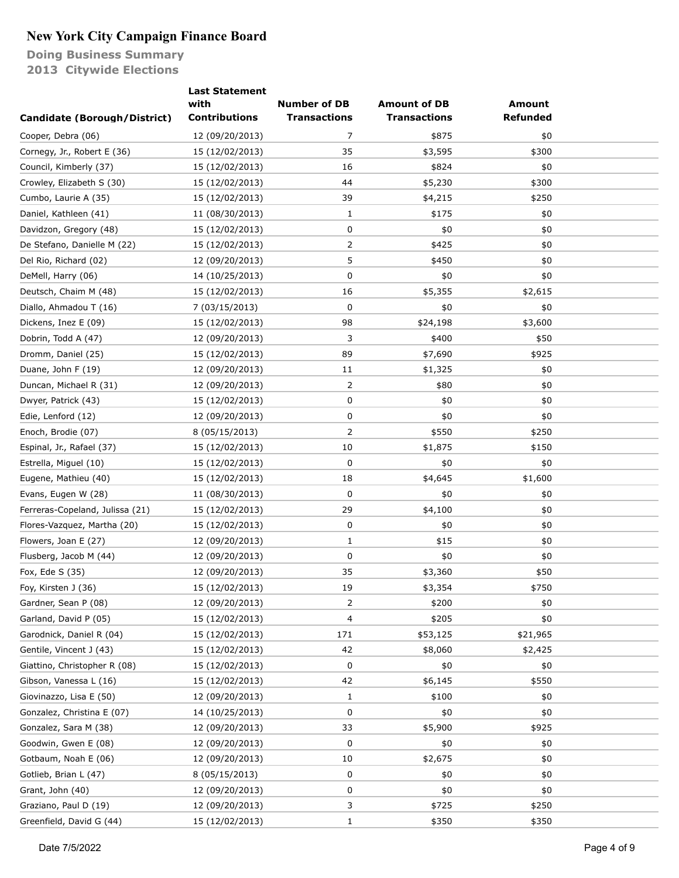# New York City Campaign Finance Board

**Doing Business Summary**
**2013 Citywide Elections**

| Candidate (Borough/District) | Last Statement with Contributions | Number of DB Transactions | Amount of DB Transactions | Amount Refunded |
|---|---|---|---|---|
| Cooper, Debra (06) | 12 (09/20/2013) | 7 | $875 | $0 |
| Cornegy, Jr., Robert E (36) | 15 (12/02/2013) | 35 | $3,595 | $300 |
| Council, Kimberly (37) | 15 (12/02/2013) | 16 | $824 | $0 |
| Crowley, Elizabeth S (30) | 15 (12/02/2013) | 44 | $5,230 | $300 |
| Cumbo, Laurie A (35) | 15 (12/02/2013) | 39 | $4,215 | $250 |
| Daniel, Kathleen (41) | 11 (08/30/2013) | 1 | $175 | $0 |
| Davidzon, Gregory (48) | 15 (12/02/2013) | 0 | $0 | $0 |
| De Stefano, Danielle M (22) | 15 (12/02/2013) | 2 | $425 | $0 |
| Del Rio, Richard (02) | 12 (09/20/2013) | 5 | $450 | $0 |
| DeMell, Harry (06) | 14 (10/25/2013) | 0 | $0 | $0 |
| Deutsch, Chaim M (48) | 15 (12/02/2013) | 16 | $5,355 | $2,615 |
| Diallo, Ahmadou T (16) | 7 (03/15/2013) | 0 | $0 | $0 |
| Dickens, Inez E (09) | 15 (12/02/2013) | 98 | $24,198 | $3,600 |
| Dobrin, Todd A (47) | 12 (09/20/2013) | 3 | $400 | $50 |
| Dromm, Daniel (25) | 15 (12/02/2013) | 89 | $7,690 | $925 |
| Duane, John F (19) | 12 (09/20/2013) | 11 | $1,325 | $0 |
| Duncan, Michael R (31) | 12 (09/20/2013) | 2 | $80 | $0 |
| Dwyer, Patrick (43) | 15 (12/02/2013) | 0 | $0 | $0 |
| Edie, Lenford (12) | 12 (09/20/2013) | 0 | $0 | $0 |
| Enoch, Brodie (07) | 8 (05/15/2013) | 2 | $550 | $250 |
| Espinal, Jr., Rafael (37) | 15 (12/02/2013) | 10 | $1,875 | $150 |
| Estrella, Miguel (10) | 15 (12/02/2013) | 0 | $0 | $0 |
| Eugene, Mathieu (40) | 15 (12/02/2013) | 18 | $4,645 | $1,600 |
| Evans, Eugen W (28) | 11 (08/30/2013) | 0 | $0 | $0 |
| Ferreras-Copeland, Julissa (21) | 15 (12/02/2013) | 29 | $4,100 | $0 |
| Flores-Vazquez, Martha (20) | 15 (12/02/2013) | 0 | $0 | $0 |
| Flowers, Joan E (27) | 12 (09/20/2013) | 1 | $15 | $0 |
| Flusberg, Jacob M (44) | 12 (09/20/2013) | 0 | $0 | $0 |
| Fox, Ede S (35) | 12 (09/20/2013) | 35 | $3,360 | $50 |
| Foy, Kirsten J (36) | 15 (12/02/2013) | 19 | $3,354 | $750 |
| Gardner, Sean P (08) | 12 (09/20/2013) | 2 | $200 | $0 |
| Garland, David P (05) | 15 (12/02/2013) | 4 | $205 | $0 |
| Garodnick, Daniel R (04) | 15 (12/02/2013) | 171 | $53,125 | $21,965 |
| Gentile, Vincent J (43) | 15 (12/02/2013) | 42 | $8,060 | $2,425 |
| Giattino, Christopher R (08) | 15 (12/02/2013) | 0 | $0 | $0 |
| Gibson, Vanessa L (16) | 15 (12/02/2013) | 42 | $6,145 | $550 |
| Giovinazzo, Lisa E (50) | 12 (09/20/2013) | 1 | $100 | $0 |
| Gonzalez, Christina E (07) | 14 (10/25/2013) | 0 | $0 | $0 |
| Gonzalez, Sara M (38) | 12 (09/20/2013) | 33 | $5,900 | $925 |
| Goodwin, Gwen E (08) | 12 (09/20/2013) | 0 | $0 | $0 |
| Gotbaum, Noah E (06) | 12 (09/20/2013) | 10 | $2,675 | $0 |
| Gotlieb, Brian L (47) | 8 (05/15/2013) | 0 | $0 | $0 |
| Grant, John (40) | 12 (09/20/2013) | 0 | $0 | $0 |
| Graziano, Paul D (19) | 12 (09/20/2013) | 3 | $725 | $250 |
| Greenfield, David G (44) | 15 (12/02/2013) | 1 | $350 | $350 |

Date 7/5/2022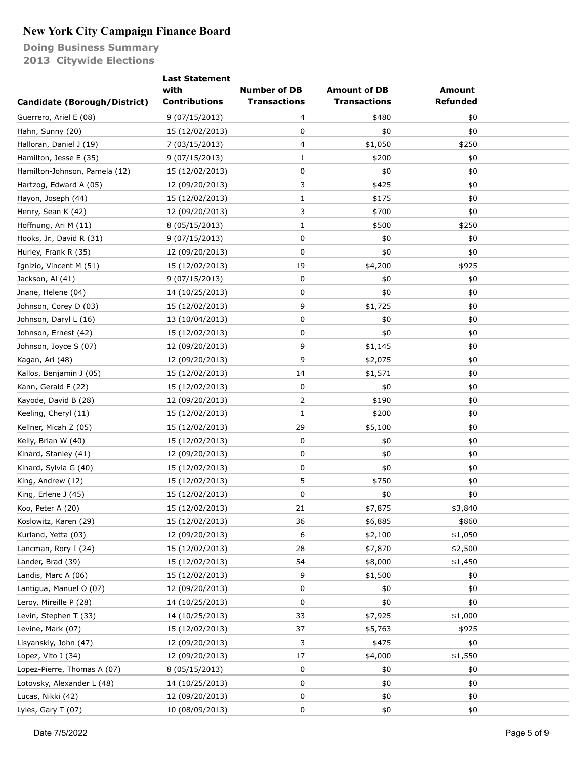# New York City Campaign Finance Board

**Doing Business Summary**
**2013 Citywide Elections**

| Candidate (Borough/District) | Last Statement with Contributions | Number of DB Transactions | Amount of DB Transactions | Amount Refunded |
|---|---|---|---|---|
| Guerrero, Ariel E (08) | 9 (07/15/2013) | 4 | $480 | $0 |
| Hahn, Sunny (20) | 15 (12/02/2013) | 0 | $0 | $0 |
| Halloran, Daniel J (19) | 7 (03/15/2013) | 4 | $1,050 | $250 |
| Hamilton, Jesse E (35) | 9 (07/15/2013) | 1 | $200 | $0 |
| Hamilton-Johnson, Pamela (12) | 15 (12/02/2013) | 0 | $0 | $0 |
| Hartzog, Edward A (05) | 12 (09/20/2013) | 3 | $425 | $0 |
| Hayon, Joseph (44) | 15 (12/02/2013) | 1 | $175 | $0 |
| Henry, Sean K (42) | 12 (09/20/2013) | 3 | $700 | $0 |
| Hoffnung, Ari M (11) | 8 (05/15/2013) | 1 | $500 | $250 |
| Hooks, Jr., David R (31) | 9 (07/15/2013) | 0 | $0 | $0 |
| Hurley, Frank R (35) | 12 (09/20/2013) | 0 | $0 | $0 |
| Ignizio, Vincent M (51) | 15 (12/02/2013) | 19 | $4,200 | $925 |
| Jackson, Al (41) | 9 (07/15/2013) | 0 | $0 | $0 |
| Jnane, Helene (04) | 14 (10/25/2013) | 0 | $0 | $0 |
| Johnson, Corey D (03) | 15 (12/02/2013) | 9 | $1,725 | $0 |
| Johnson, Daryl L (16) | 13 (10/04/2013) | 0 | $0 | $0 |
| Johnson, Ernest (42) | 15 (12/02/2013) | 0 | $0 | $0 |
| Johnson, Joyce S (07) | 12 (09/20/2013) | 9 | $1,145 | $0 |
| Kagan, Ari (48) | 12 (09/20/2013) | 9 | $2,075 | $0 |
| Kallos, Benjamin J (05) | 15 (12/02/2013) | 14 | $1,571 | $0 |
| Kann, Gerald F (22) | 15 (12/02/2013) | 0 | $0 | $0 |
| Kayode, David B (28) | 12 (09/20/2013) | 2 | $190 | $0 |
| Keeling, Cheryl (11) | 15 (12/02/2013) | 1 | $200 | $0 |
| Kellner, Micah Z (05) | 15 (12/02/2013) | 29 | $5,100 | $0 |
| Kelly, Brian W (40) | 15 (12/02/2013) | 0 | $0 | $0 |
| Kinard, Stanley (41) | 12 (09/20/2013) | 0 | $0 | $0 |
| Kinard, Sylvia G (40) | 15 (12/02/2013) | 0 | $0 | $0 |
| King, Andrew (12) | 15 (12/02/2013) | 5 | $750 | $0 |
| King, Erlene J (45) | 15 (12/02/2013) | 0 | $0 | $0 |
| Koo, Peter A (20) | 15 (12/02/2013) | 21 | $7,875 | $3,840 |
| Koslowitz, Karen (29) | 15 (12/02/2013) | 36 | $6,885 | $860 |
| Kurland, Yetta (03) | 12 (09/20/2013) | 6 | $2,100 | $1,050 |
| Lancman, Rory I (24) | 15 (12/02/2013) | 28 | $7,870 | $2,500 |
| Lander, Brad (39) | 15 (12/02/2013) | 54 | $8,000 | $1,450 |
| Landis, Marc A (06) | 15 (12/02/2013) | 9 | $1,500 | $0 |
| Lantigua, Manuel O (07) | 12 (09/20/2013) | 0 | $0 | $0 |
| Leroy, Mireille P (28) | 14 (10/25/2013) | 0 | $0 | $0 |
| Levin, Stephen T (33) | 14 (10/25/2013) | 33 | $7,925 | $1,000 |
| Levine, Mark (07) | 15 (12/02/2013) | 37 | $5,763 | $925 |
| Lisyanskiy, John (47) | 12 (09/20/2013) | 3 | $475 | $0 |
| Lopez, Vito J (34) | 12 (09/20/2013) | 17 | $4,000 | $1,550 |
| Lopez-Pierre, Thomas A (07) | 8 (05/15/2013) | 0 | $0 | $0 |
| Lotovsky, Alexander L (48) | 14 (10/25/2013) | 0 | $0 | $0 |
| Lucas, Nikki (42) | 12 (09/20/2013) | 0 | $0 | $0 |
| Lyles, Gary T (07) | 10 (08/09/2013) | 0 | $0 | $0 |

Date 7/5/2022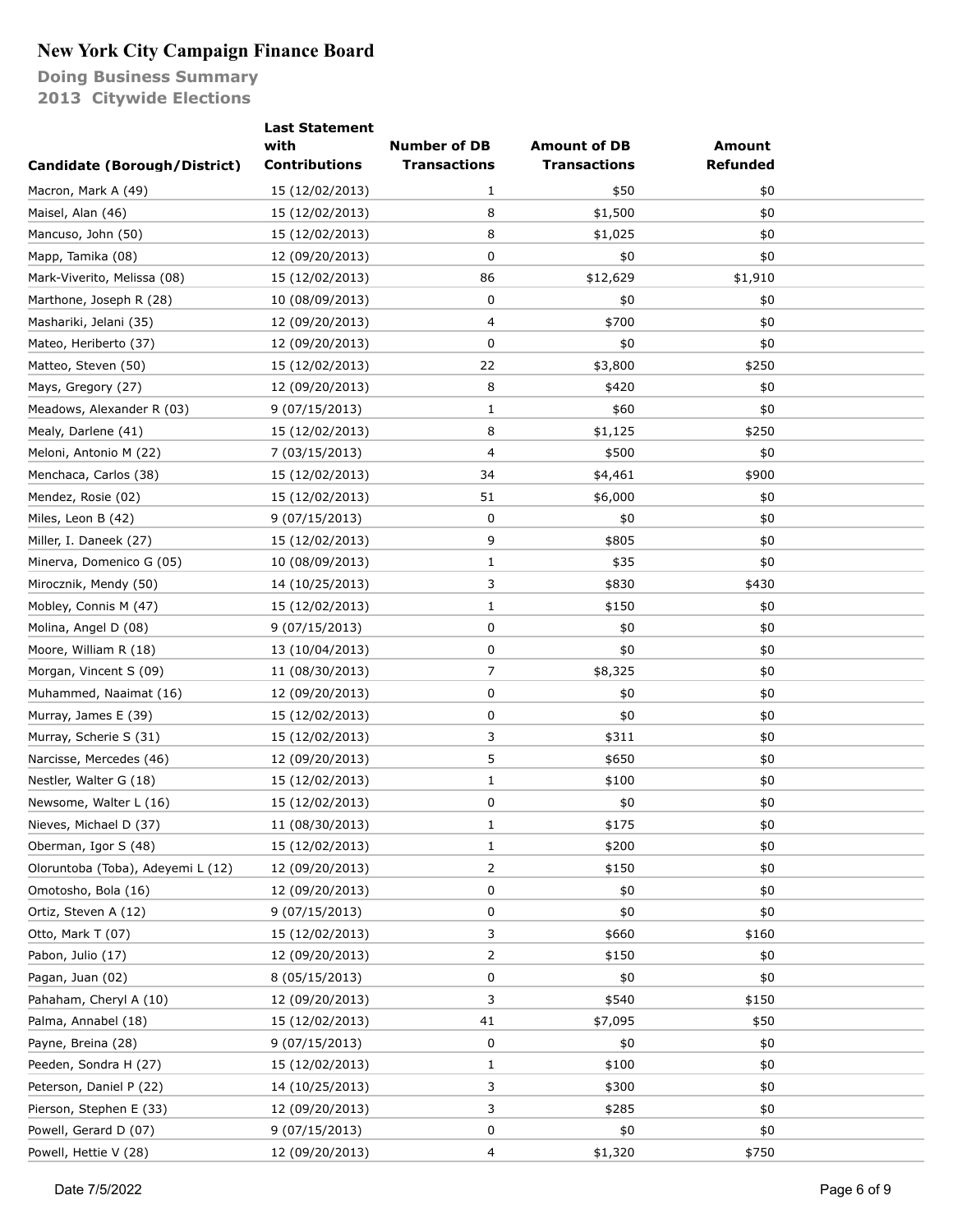# New York City Campaign Finance Board

**Doing Business Summary**

**2013 Citywide Elections**

| Candidate (Borough/District) | Last Statement with Contributions | Number of DB Transactions | Amount of DB Transactions | Amount Refunded |
|---|---|---|---|---|
| Macron, Mark A (49) | 15 (12/02/2013) | 1 | $50 | $0 |
| Maisel, Alan (46) | 15 (12/02/2013) | 8 | $1,500 | $0 |
| Mancuso, John (50) | 15 (12/02/2013) | 8 | $1,025 | $0 |
| Mapp, Tamika (08) | 12 (09/20/2013) | 0 | $0 | $0 |
| Mark-Viverito, Melissa (08) | 15 (12/02/2013) | 86 | $12,629 | $1,910 |
| Marthone, Joseph R (28) | 10 (08/09/2013) | 0 | $0 | $0 |
| Mashariki, Jelani (35) | 12 (09/20/2013) | 4 | $700 | $0 |
| Mateo, Heriberto (37) | 12 (09/20/2013) | 0 | $0 | $0 |
| Matteo, Steven (50) | 15 (12/02/2013) | 22 | $3,800 | $250 |
| Mays, Gregory (27) | 12 (09/20/2013) | 8 | $420 | $0 |
| Meadows, Alexander R (03) | 9 (07/15/2013) | 1 | $60 | $0 |
| Mealy, Darlene (41) | 15 (12/02/2013) | 8 | $1,125 | $250 |
| Meloni, Antonio M (22) | 7 (03/15/2013) | 4 | $500 | $0 |
| Menchaca, Carlos (38) | 15 (12/02/2013) | 34 | $4,461 | $900 |
| Mendez, Rosie (02) | 15 (12/02/2013) | 51 | $6,000 | $0 |
| Miles, Leon B (42) | 9 (07/15/2013) | 0 | $0 | $0 |
| Miller, I. Daneek (27) | 15 (12/02/2013) | 9 | $805 | $0 |
| Minerva, Domenico G (05) | 10 (08/09/2013) | 1 | $35 | $0 |
| Mirocznik, Mendy (50) | 14 (10/25/2013) | 3 | $830 | $430 |
| Mobley, Connis M (47) | 15 (12/02/2013) | 1 | $150 | $0 |
| Molina, Angel D (08) | 9 (07/15/2013) | 0 | $0 | $0 |
| Moore, William R (18) | 13 (10/04/2013) | 0 | $0 | $0 |
| Morgan, Vincent S (09) | 11 (08/30/2013) | 7 | $8,325 | $0 |
| Muhammed, Naaimat (16) | 12 (09/20/2013) | 0 | $0 | $0 |
| Murray, James E (39) | 15 (12/02/2013) | 0 | $0 | $0 |
| Murray, Scherie S (31) | 15 (12/02/2013) | 3 | $311 | $0 |
| Narcisse, Mercedes (46) | 12 (09/20/2013) | 5 | $650 | $0 |
| Nestler, Walter G (18) | 15 (12/02/2013) | 1 | $100 | $0 |
| Newsome, Walter L (16) | 15 (12/02/2013) | 0 | $0 | $0 |
| Nieves, Michael D (37) | 11 (08/30/2013) | 1 | $175 | $0 |
| Oberman, Igor S (48) | 15 (12/02/2013) | 1 | $200 | $0 |
| Oloruntoba (Toba), Adeyemi L (12) | 12 (09/20/2013) | 2 | $150 | $0 |
| Omotosho, Bola (16) | 12 (09/20/2013) | 0 | $0 | $0 |
| Ortiz, Steven A (12) | 9 (07/15/2013) | 0 | $0 | $0 |
| Otto, Mark T (07) | 15 (12/02/2013) | 3 | $660 | $160 |
| Pabon, Julio (17) | 12 (09/20/2013) | 2 | $150 | $0 |
| Pagan, Juan (02) | 8 (05/15/2013) | 0 | $0 | $0 |
| Pahaham, Cheryl A (10) | 12 (09/20/2013) | 3 | $540 | $150 |
| Palma, Annabel (18) | 15 (12/02/2013) | 41 | $7,095 | $50 |
| Payne, Breina (28) | 9 (07/15/2013) | 0 | $0 | $0 |
| Peeden, Sondra H (27) | 15 (12/02/2013) | 1 | $100 | $0 |
| Peterson, Daniel P (22) | 14 (10/25/2013) | 3 | $300 | $0 |
| Pierson, Stephen E (33) | 12 (09/20/2013) | 3 | $285 | $0 |
| Powell, Gerard D (07) | 9 (07/15/2013) | 0 | $0 | $0 |
| Powell, Hettie V (28) | 12 (09/20/2013) | 4 | $1,320 | $750 |

Date 7/5/2022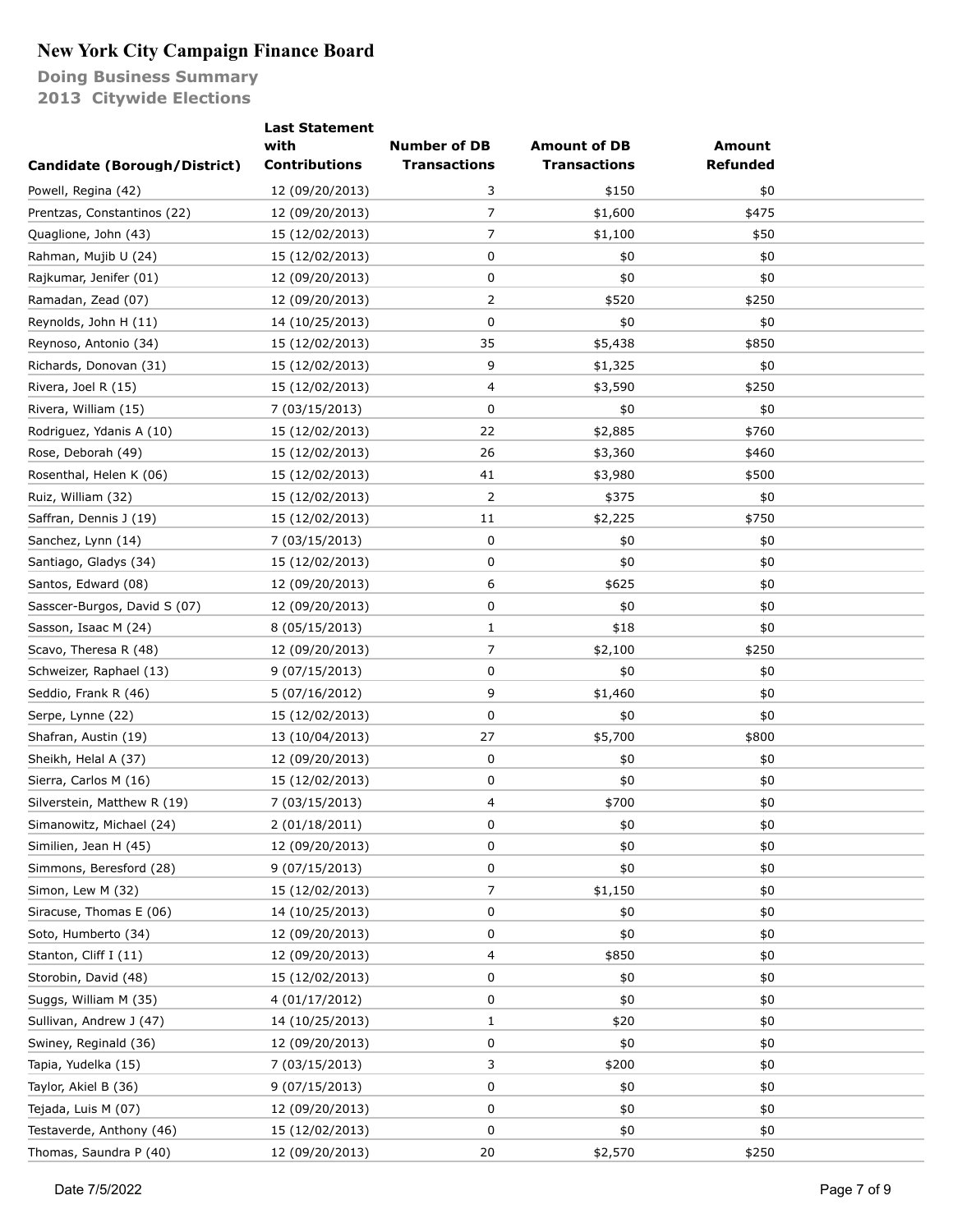# New York City Campaign Finance Board

## Doing Business Summary
## 2013 Citywide Elections

| Candidate (Borough/District) | Last Statement with Contributions | Number of DB Transactions | Amount of DB Transactions | Amount Refunded |
|---|---|---|---|---|
| Powell, Regina (42) | 12 (09/20/2013) | 3 | $150 | $0 |
| Prentzas, Constantinos (22) | 12 (09/20/2013) | 7 | $1,600 | $475 |
| Quaglione, John (43) | 15 (12/02/2013) | 7 | $1,100 | $50 |
| Rahman, Mujib U (24) | 15 (12/02/2013) | 0 | $0 | $0 |
| Rajkumar, Jenifer (01) | 12 (09/20/2013) | 0 | $0 | $0 |
| Ramadan, Zead (07) | 12 (09/20/2013) | 2 | $520 | $250 |
| Reynolds, John H (11) | 14 (10/25/2013) | 0 | $0 | $0 |
| Reynoso, Antonio (34) | 15 (12/02/2013) | 35 | $5,438 | $850 |
| Richards, Donovan (31) | 15 (12/02/2013) | 9 | $1,325 | $0 |
| Rivera, Joel R (15) | 15 (12/02/2013) | 4 | $3,590 | $250 |
| Rivera, William (15) | 7 (03/15/2013) | 0 | $0 | $0 |
| Rodriguez, Ydanis A (10) | 15 (12/02/2013) | 22 | $2,885 | $760 |
| Rose, Deborah (49) | 15 (12/02/2013) | 26 | $3,360 | $460 |
| Rosenthal, Helen K (06) | 15 (12/02/2013) | 41 | $3,980 | $500 |
| Ruiz, William (32) | 15 (12/02/2013) | 2 | $375 | $0 |
| Saffran, Dennis J (19) | 15 (12/02/2013) | 11 | $2,225 | $750 |
| Sanchez, Lynn (14) | 7 (03/15/2013) | 0 | $0 | $0 |
| Santiago, Gladys (34) | 15 (12/02/2013) | 0 | $0 | $0 |
| Santos, Edward (08) | 12 (09/20/2013) | 6 | $625 | $0 |
| Sasscer-Burgos, David S (07) | 12 (09/20/2013) | 0 | $0 | $0 |
| Sasson, Isaac M (24) | 8 (05/15/2013) | 1 | $18 | $0 |
| Scavo, Theresa R (48) | 12 (09/20/2013) | 7 | $2,100 | $250 |
| Schweizer, Raphael (13) | 9 (07/15/2013) | 0 | $0 | $0 |
| Seddio, Frank R (46) | 5 (07/16/2012) | 9 | $1,460 | $0 |
| Serpe, Lynne (22) | 15 (12/02/2013) | 0 | $0 | $0 |
| Shafran, Austin (19) | 13 (10/04/2013) | 27 | $5,700 | $800 |
| Sheikh, Helal A (37) | 12 (09/20/2013) | 0 | $0 | $0 |
| Sierra, Carlos M (16) | 15 (12/02/2013) | 0 | $0 | $0 |
| Silverstein, Matthew R (19) | 7 (03/15/2013) | 4 | $700 | $0 |
| Simanowitz, Michael (24) | 2 (01/18/2011) | 0 | $0 | $0 |
| Similien, Jean H (45) | 12 (09/20/2013) | 0 | $0 | $0 |
| Simmons, Beresford (28) | 9 (07/15/2013) | 0 | $0 | $0 |
| Simon, Lew M (32) | 15 (12/02/2013) | 7 | $1,150 | $0 |
| Siracuse, Thomas E (06) | 14 (10/25/2013) | 0 | $0 | $0 |
| Soto, Humberto (34) | 12 (09/20/2013) | 0 | $0 | $0 |
| Stanton, Cliff I (11) | 12 (09/20/2013) | 4 | $850 | $0 |
| Storobin, David (48) | 15 (12/02/2013) | 0 | $0 | $0 |
| Suggs, William M (35) | 4 (01/17/2012) | 0 | $0 | $0 |
| Sullivan, Andrew J (47) | 14 (10/25/2013) | 1 | $20 | $0 |
| Swiney, Reginald (36) | 12 (09/20/2013) | 0 | $0 | $0 |
| Tapia, Yudelka (15) | 7 (03/15/2013) | 3 | $200 | $0 |
| Taylor, Akiel B (36) | 9 (07/15/2013) | 0 | $0 | $0 |
| Tejada, Luis M (07) | 12 (09/20/2013) | 0 | $0 | $0 |
| Testaverde, Anthony (46) | 15 (12/02/2013) | 0 | $0 | $0 |
| Thomas, Saundra P (40) | 12 (09/20/2013) | 20 | $2,570 | $250 |

Date 7/5/2022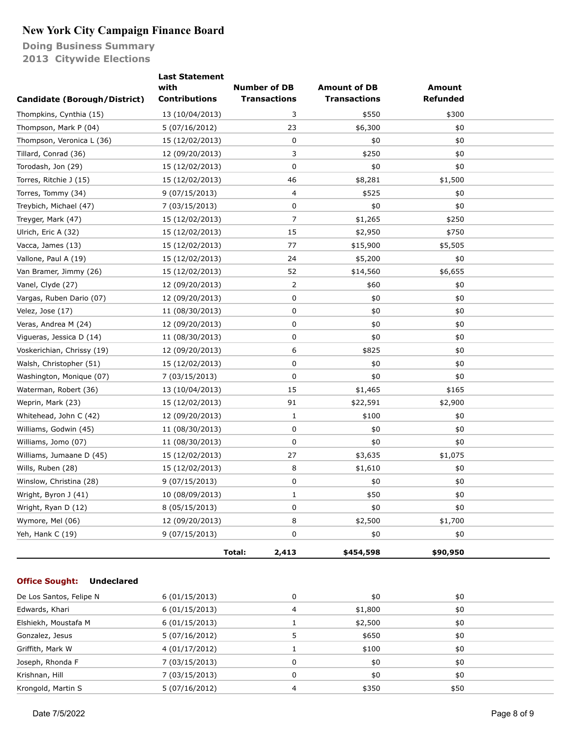# New York City Campaign Finance Board

**Doing Business Summary**
**2013 Citywide Elections**

| Candidate (Borough/District) | Last Statement with Contributions | Number of DB Transactions | Amount of DB Transactions | Amount Refunded |
|---|---|---|---|---|
| Thompkins, Cynthia (15) | 13 (10/04/2013) | 3 | $550 | $300 |
| Thompson, Mark P (04) | 5 (07/16/2012) | 23 | $6,300 | $0 |
| Thompson, Veronica L (36) | 15 (12/02/2013) | 0 | $0 | $0 |
| Tillard, Conrad (36) | 12 (09/20/2013) | 3 | $250 | $0 |
| Torodash, Jon (29) | 15 (12/02/2013) | 0 | $0 | $0 |
| Torres, Ritchie J (15) | 15 (12/02/2013) | 46 | $8,281 | $1,500 |
| Torres, Tommy (34) | 9 (07/15/2013) | 4 | $525 | $0 |
| Treybich, Michael (47) | 7 (03/15/2013) | 0 | $0 | $0 |
| Treyger, Mark (47) | 15 (12/02/2013) | 7 | $1,265 | $250 |
| Ulrich, Eric A (32) | 15 (12/02/2013) | 15 | $2,950 | $750 |
| Vacca, James (13) | 15 (12/02/2013) | 77 | $15,900 | $5,505 |
| Vallone, Paul A (19) | 15 (12/02/2013) | 24 | $5,200 | $0 |
| Van Bramer, Jimmy (26) | 15 (12/02/2013) | 52 | $14,560 | $6,655 |
| Vanel, Clyde (27) | 12 (09/20/2013) | 2 | $60 | $0 |
| Vargas, Ruben Dario (07) | 12 (09/20/2013) | 0 | $0 | $0 |
| Velez, Jose (17) | 11 (08/30/2013) | 0 | $0 | $0 |
| Veras, Andrea M (24) | 12 (09/20/2013) | 0 | $0 | $0 |
| Vigueras, Jessica D (14) | 11 (08/30/2013) | 0 | $0 | $0 |
| Voskerichian, Chrissy (19) | 12 (09/20/2013) | 6 | $825 | $0 |
| Walsh, Christopher (51) | 15 (12/02/2013) | 0 | $0 | $0 |
| Washington, Monique (07) | 7 (03/15/2013) | 0 | $0 | $0 |
| Waterman, Robert (36) | 13 (10/04/2013) | 15 | $1,465 | $165 |
| Weprin, Mark (23) | 15 (12/02/2013) | 91 | $22,591 | $2,900 |
| Whitehead, John C (42) | 12 (09/20/2013) | 1 | $100 | $0 |
| Williams, Godwin (45) | 11 (08/30/2013) | 0 | $0 | $0 |
| Williams, Jomo (07) | 11 (08/30/2013) | 0 | $0 | $0 |
| Williams, Jumaane D (45) | 15 (12/02/2013) | 27 | $3,635 | $1,075 |
| Wills, Ruben (28) | 15 (12/02/2013) | 8 | $1,610 | $0 |
| Winslow, Christina (28) | 9 (07/15/2013) | 0 | $0 | $0 |
| Wright, Byron J (41) | 10 (08/09/2013) | 1 | $50 | $0 |
| Wright, Ryan D (12) | 8 (05/15/2013) | 0 | $0 | $0 |
| Wymore, Mel (06) | 12 (09/20/2013) | 8 | $2,500 | $1,700 |
| Yeh, Hank C (19) | 9 (07/15/2013) | 0 | $0 | $0 |
| | **Total:** | **2,413** | **$454,598** | **$90,950** |

**Office Sought: Undeclared**

| Candidate (Borough/District) | Last Statement with Contributions | Number of DB Transactions | Amount of DB Transactions | Amount Refunded |
|---|---|---|---|---|
| De Los Santos, Felipe N | 6 (01/15/2013) | 0 | $0 | $0 |
| Edwards, Khari | 6 (01/15/2013) | 4 | $1,800 | $0 |
| Elshiekh, Moustafa M | 6 (01/15/2013) | 1 | $2,500 | $0 |
| Gonzalez, Jesus | 5 (07/16/2012) | 5 | $650 | $0 |
| Griffith, Mark W | 4 (01/17/2012) | 1 | $100 | $0 |
| Joseph, Rhonda F | 7 (03/15/2013) | 0 | $0 | $0 |
| Krishnan, Hill | 7 (03/15/2013) | 0 | $0 | $0 |
| Krongold, Martin S | 5 (07/16/2012) | 4 | $350 | $50 |

Date 7/5/2022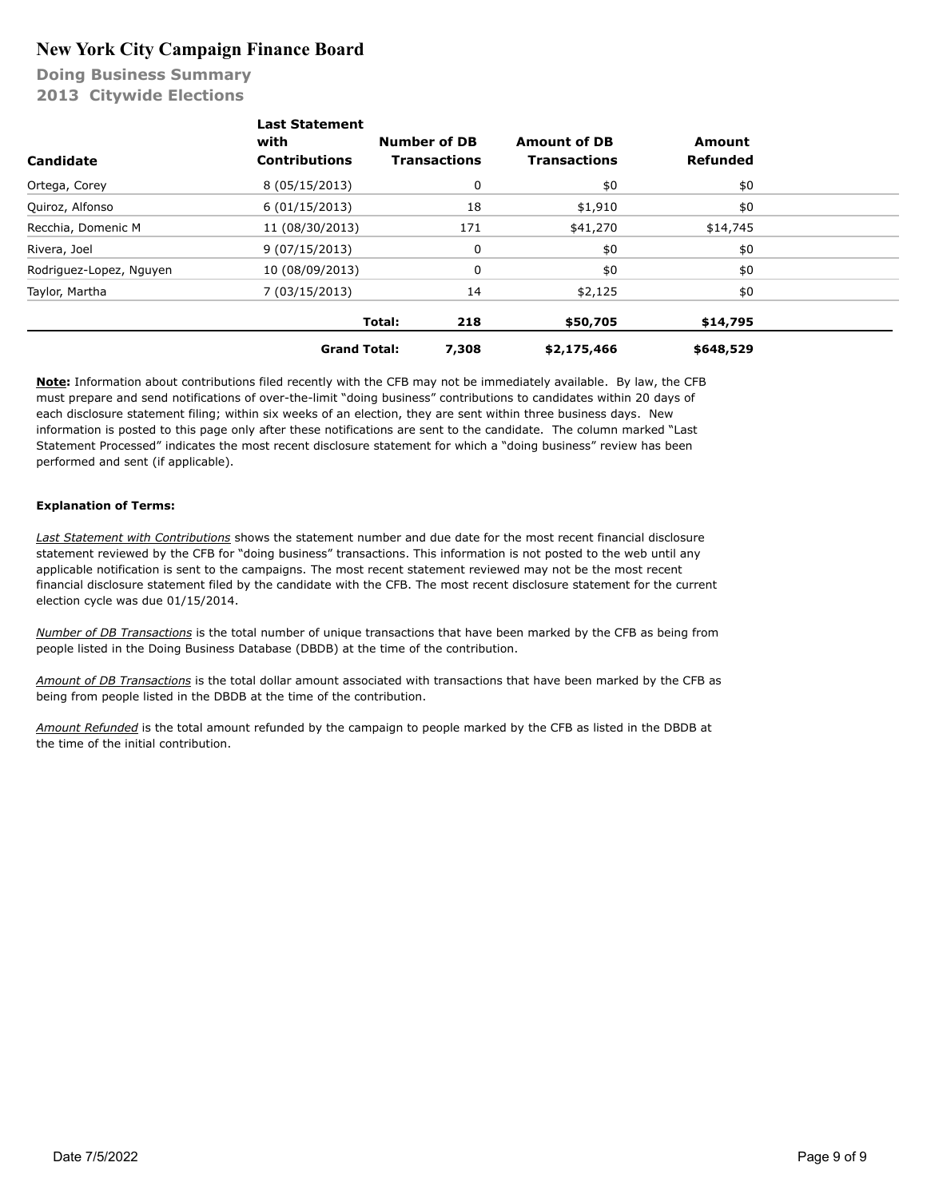# New York City Campaign Finance Board

## Doing Business Summary

## 2013 Citywide Elections

| Candidate | Last Statement with Contributions | Number of DB Transactions | Amount of DB Transactions | Amount Refunded |
|---|---|---|---|---|
| Ortega, Corey | 8 (05/15/2013) | 0 | $0 | $0 |
| Quiroz, Alfonso | 6 (01/15/2013) | 18 | $1,910 | $0 |
| Recchia, Domenic M | 11 (08/30/2013) | 171 | $41,270 | $14,745 |
| Rivera, Joel | 9 (07/15/2013) | 0 | $0 | $0 |
| Rodriguez-Lopez, Nguyen | 10 (08/09/2013) | 0 | $0 | $0 |
| Taylor, Martha | 7 (03/15/2013) | 14 | $2,125 | $0 |
| | **Total:** | **218** | **$50,705** | **$14,795** |
| | **Grand Total:** | **7,308** | **$2,175,466** | **$648,529** |

**Note:** Information about contributions filed recently with the CFB may not be immediately available. By law, the CFB must prepare and send notifications of over-the-limit "doing business" contributions to candidates within 20 days of each disclosure statement filing; within six weeks of an election, they are sent within three business days. New information is posted to this page only after these notifications are sent to the candidate. The column marked "Last Statement Processed" indicates the most recent disclosure statement for which a "doing business" review has been performed and sent (if applicable).

**Explanation of Terms:**

*Last Statement with Contributions* shows the statement number and due date for the most recent financial disclosure statement reviewed by the CFB for "doing business" transactions. This information is not posted to the web until any applicable notification is sent to the campaigns. The most recent statement reviewed may not be the most recent financial disclosure statement filed by the candidate with the CFB. The most recent disclosure statement for the current election cycle was due 01/15/2014.

*Number of DB Transactions* is the total number of unique transactions that have been marked by the CFB as being from people listed in the Doing Business Database (DBDB) at the time of the contribution.

*Amount of DB Transactions* is the total dollar amount associated with transactions that have been marked by the CFB as being from people listed in the DBDB at the time of the contribution.

*Amount Refunded* is the total amount refunded by the campaign to people marked by the CFB as listed in the DBDB at the time of the initial contribution.

Date 7/5/2022